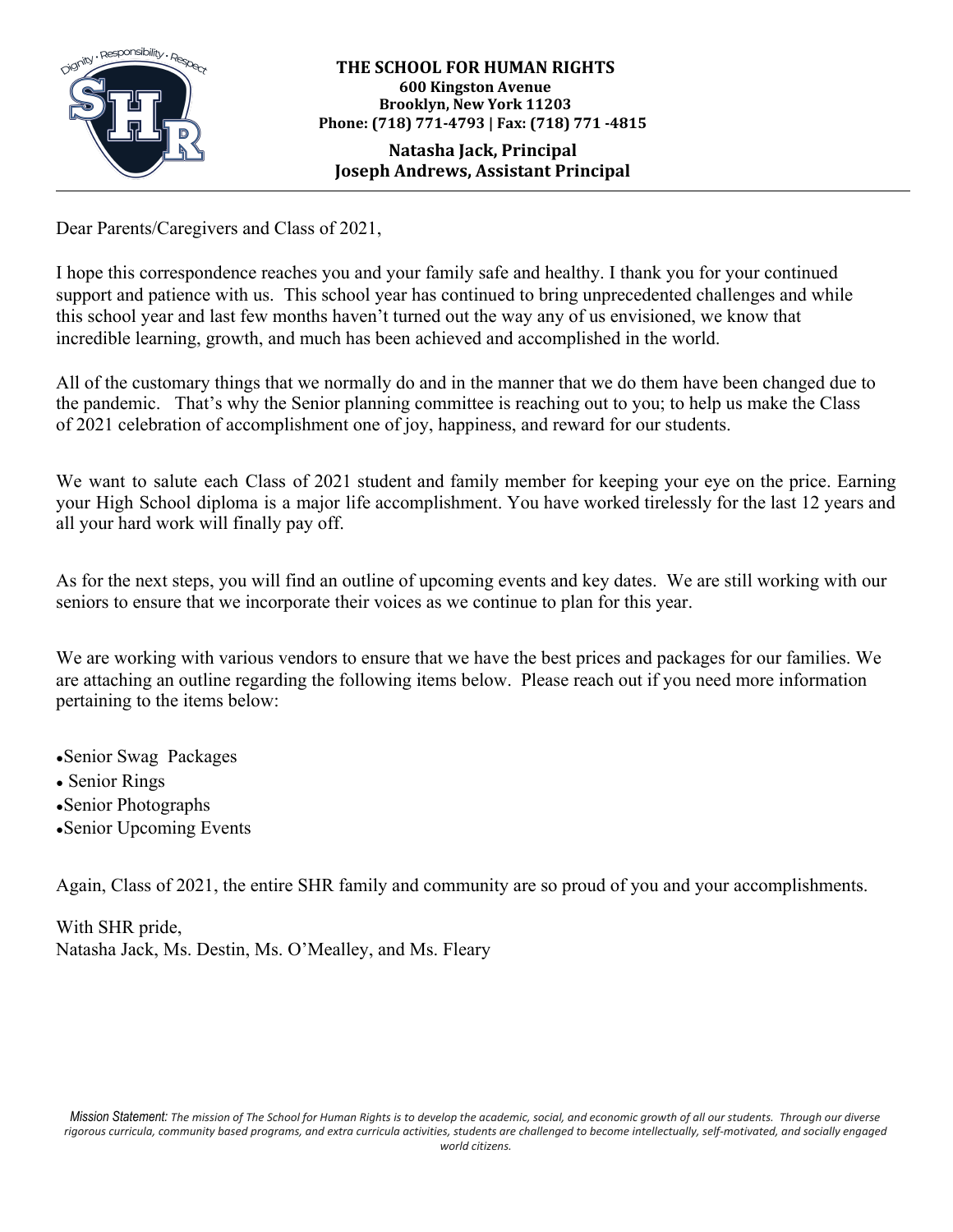**THE SCHOOL FOR HUMAN RIGHTS**
**600 Kingston Avenue**
**Brooklyn, New York 11203**
**Phone: (718) 771-4793 | Fax: (718) 771 -4815**

**Natasha Jack, Principal**
**Joseph Andrews, Assistant Principal**

---

Dear Parents/Caregivers and Class of 2021,

I hope this correspondence reaches you and your family safe and healthy. I thank you for your continued support and patience with us. This school year has continued to bring unprecedented challenges and while this school year and last few months haven't turned out the way any of us envisioned, we know that incredible learning, growth, and much has been achieved and accomplished in the world.

All of the customary things that we normally do and in the manner that we do them have been changed due to the pandemic. That's why the Senior planning committee is reaching out to you; to help us make the Class of 2021 celebration of accomplishment one of joy, happiness, and reward for our students.

We want to salute each Class of 2021 student and family member for keeping your eye on the price. Earning your High School diploma is a major life accomplishment. You have worked tirelessly for the last 12 years and all your hard work will finally pay off.

As for the next steps, you will find an outline of upcoming events and key dates. We are still working with our seniors to ensure that we incorporate their voices as we continue to plan for this year.

We are working with various vendors to ensure that we have the best prices and packages for our families. We are attaching an outline regarding the following items below. Please reach out if you need more information pertaining to the items below:

- Senior Swag Packages
- Senior Rings
- Senior Photographs
- Senior Upcoming Events

Again, Class of 2021, the entire SHR family and community are so proud of you and your accomplishments.

With SHR pride,
Natasha Jack, Ms. Destin, Ms. O'Mealley, and Ms. Fleary

*Mission Statement: The mission of The School for Human Rights is to develop the academic, social, and economic growth of all our students. Through our diverse rigorous curricula, community based programs, and extra curricula activities, students are challenged to become intellectually, self-motivated, and socially engaged world citizens.*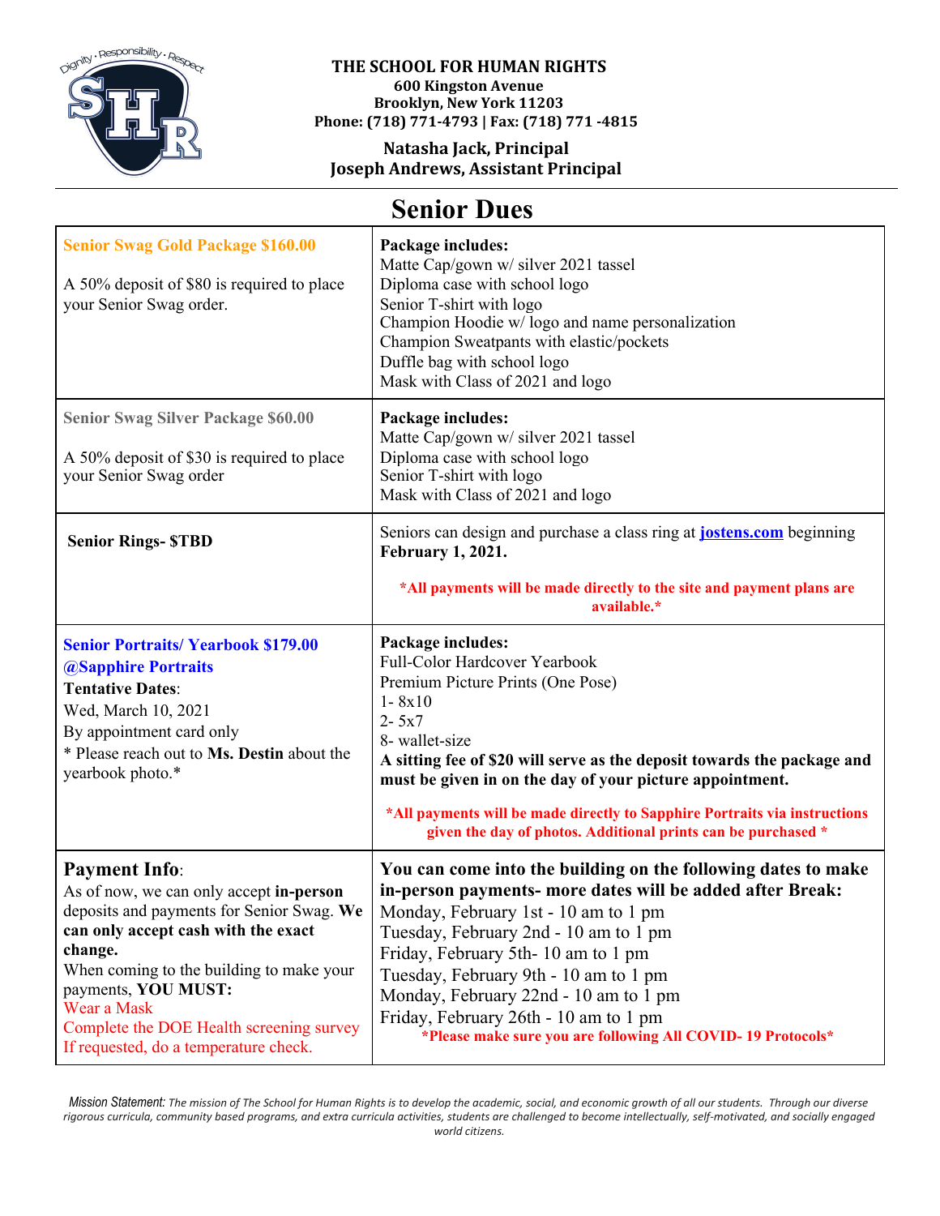**THE SCHOOL FOR HUMAN RIGHTS**
**600 Kingston Avenue**
**Brooklyn, New York 11203**
**Phone: (718) 771-4793 | Fax: (718) 771 -4815**

**Natasha Jack, Principal**
**Joseph Andrews, Assistant Principal**

# Senior Dues

| | |
|---|---|
| **Senior Swag Gold Package $160.00**<br><br>A 50% deposit of $80 is required to place your Senior Swag order. | **Package includes:**<br>Matte Cap/gown w/ silver 2021 tassel<br>Diploma case with school logo<br>Senior T-shirt with logo<br>Champion Hoodie w/ logo and name personalization<br>Champion Sweatpants with elastic/pockets<br>Duffle bag with school logo<br>Mask with Class of 2021 and logo |
| **Senior Swag Silver Package $60.00**<br><br>A 50% deposit of $30 is required to place your Senior Swag order | **Package includes:**<br>Matte Cap/gown w/ silver 2021 tassel<br>Diploma case with school logo<br>Senior T-shirt with logo<br>Mask with Class of 2021 and logo |
| **Senior Rings- $TBD** | Seniors can design and purchase a class ring at **jostens.com** beginning **February 1, 2021.**<br><br>**\*All payments will be made directly to the site and payment plans are available.\*** |
| **Senior Portraits/ Yearbook $179.00 @Sapphire Portraits**<br>**Tentative Dates**:<br>Wed, March 10, 2021<br>By appointment card only<br>\* Please reach out to **Ms. Destin** about the yearbook photo.\* | **Package includes:**<br>Full-Color Hardcover Yearbook<br>Premium Picture Prints (One Pose)<br>1- 8x10<br>2- 5x7<br>8- wallet-size<br>**A sitting fee of $20 will serve as the deposit towards the package and must be given in on the day of your picture appointment.**<br><br>**\*All payments will be made directly to Sapphire Portraits via instructions given the day of photos. Additional prints can be purchased \*** |
| **Payment Info**:<br>As of now, we can only accept **in-person** deposits and payments for Senior Swag. **We can only accept cash with the exact change.**<br>When coming to the building to make your payments, **YOU MUST:**<br>Wear a Mask<br>Complete the DOE Health screening survey<br>If requested, do a temperature check. | **You can come into the building on the following dates to make in-person payments- more dates will be added after Break:**<br>Monday, February 1st - 10 am to 1 pm<br>Tuesday, February 2nd - 10 am to 1 pm<br>Friday, February 5th- 10 am to 1 pm<br>Tuesday, February 9th - 10 am to 1 pm<br>Monday, February 22nd - 10 am to 1 pm<br>Friday, February 26th - 10 am to 1 pm<br>**\*Please make sure you are following All COVID- 19 Protocols\*** |

*Mission Statement: The mission of The School for Human Rights is to develop the academic, social, and economic growth of all our students. Through our diverse rigorous curricula, community based programs, and extra curricula activities, students are challenged to become intellectually, self-motivated, and socially engaged world citizens.*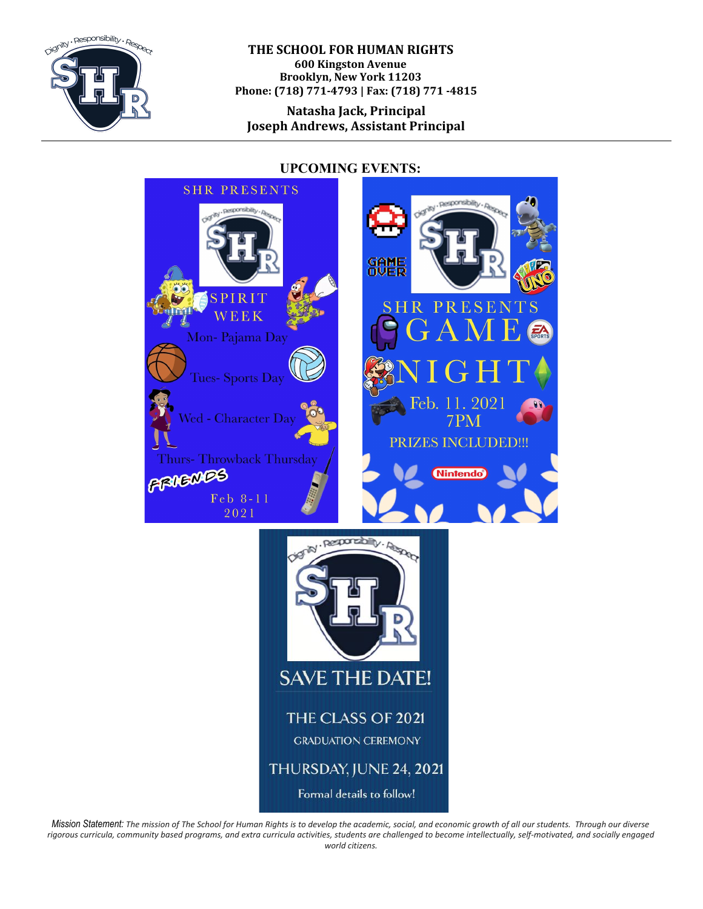# THE SCHOOL FOR HUMAN RIGHTS

**600 Kingston Avenue**
**Brooklyn, New York 11203**
**Phone: (718) 771-4793 | Fax: (718) 771 -4815**

**Natasha Jack, Principal**
**Joseph Andrews, Assistant Principal**

## UPCOMING EVENTS:

SHR PRESENTS

SPIRIT WEEK

Mon- Pajama Day

Tues- Sports Day

Wed - Character Day

Thurs- Throwback Thursday

Feb 8-11 2021

SHR PRESENTS GAME NIGHT

Feb. 11. 2021 7PM

PRIZES INCLUDED!!!

SAVE THE DATE!

THE CLASS OF 2021

GRADUATION CEREMONY

THURSDAY, JUNE 24, 2021

Formal details to follow!

*Mission Statement: The mission of The School for Human Rights is to develop the academic, social, and economic growth of all our students. Through our diverse rigorous curricula, community based programs, and extra curricula activities, students are challenged to become intellectually, self-motivated, and socially engaged world citizens.*